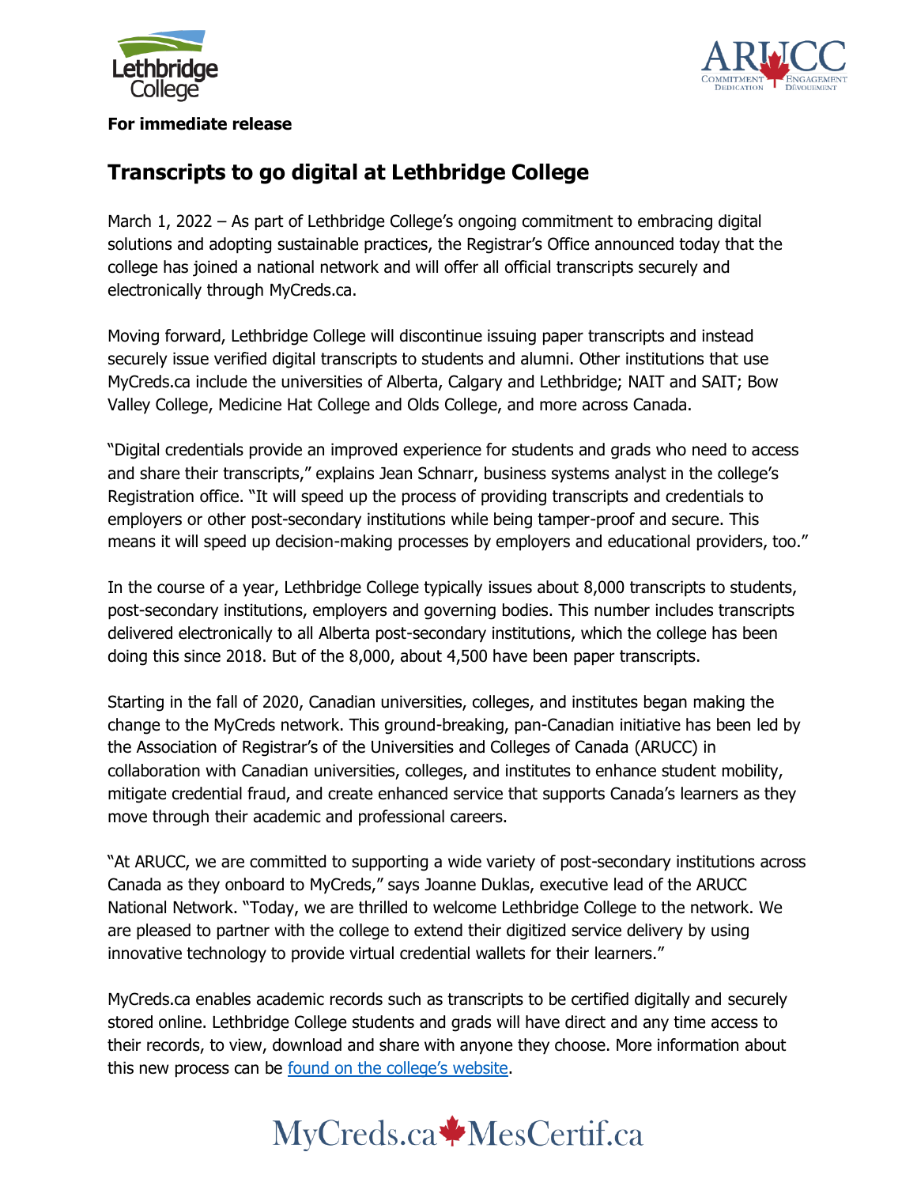**For immediate release**

# Transcripts to go digital at Lethbridge College

March 1, 2022 – As part of Lethbridge College's ongoing commitment to embracing digital solutions and adopting sustainable practices, the Registrar's Office announced today that the college has joined a national network and will offer all official transcripts securely and electronically through MyCreds.ca.

Moving forward, Lethbridge College will discontinue issuing paper transcripts and instead securely issue verified digital transcripts to students and alumni. Other institutions that use MyCreds.ca include the universities of Alberta, Calgary and Lethbridge; NAIT and SAIT; Bow Valley College, Medicine Hat College and Olds College, and more across Canada.

"Digital credentials provide an improved experience for students and grads who need to access and share their transcripts," explains Jean Schnarr, business systems analyst in the college's Registration office. "It will speed up the process of providing transcripts and credentials to employers or other post-secondary institutions while being tamper-proof and secure. This means it will speed up decision-making processes by employers and educational providers, too."

In the course of a year, Lethbridge College typically issues about 8,000 transcripts to students, post-secondary institutions, employers and governing bodies. This number includes transcripts delivered electronically to all Alberta post-secondary institutions, which the college has been doing this since 2018. But of the 8,000, about 4,500 have been paper transcripts.

Starting in the fall of 2020, Canadian universities, colleges, and institutes began making the change to the MyCreds network. This ground-breaking, pan-Canadian initiative has been led by the Association of Registrar's of the Universities and Colleges of Canada (ARUCC) in collaboration with Canadian universities, colleges, and institutes to enhance student mobility, mitigate credential fraud, and create enhanced service that supports Canada's learners as they move through their academic and professional careers.

"At ARUCC, we are committed to supporting a wide variety of post-secondary institutions across Canada as they onboard to MyCreds," says Joanne Duklas, executive lead of the ARUCC National Network. "Today, we are thrilled to welcome Lethbridge College to the network. We are pleased to partner with the college to extend their digitized service delivery by using innovative technology to provide virtual credential wallets for their learners."

MyCreds.ca enables academic records such as transcripts to be certified digitally and securely stored online. Lethbridge College students and grads will have direct and any time access to their records, to view, download and share with anyone they choose. More information about this new process can be found on the college's website.

MyCreds.ca MesCertif.ca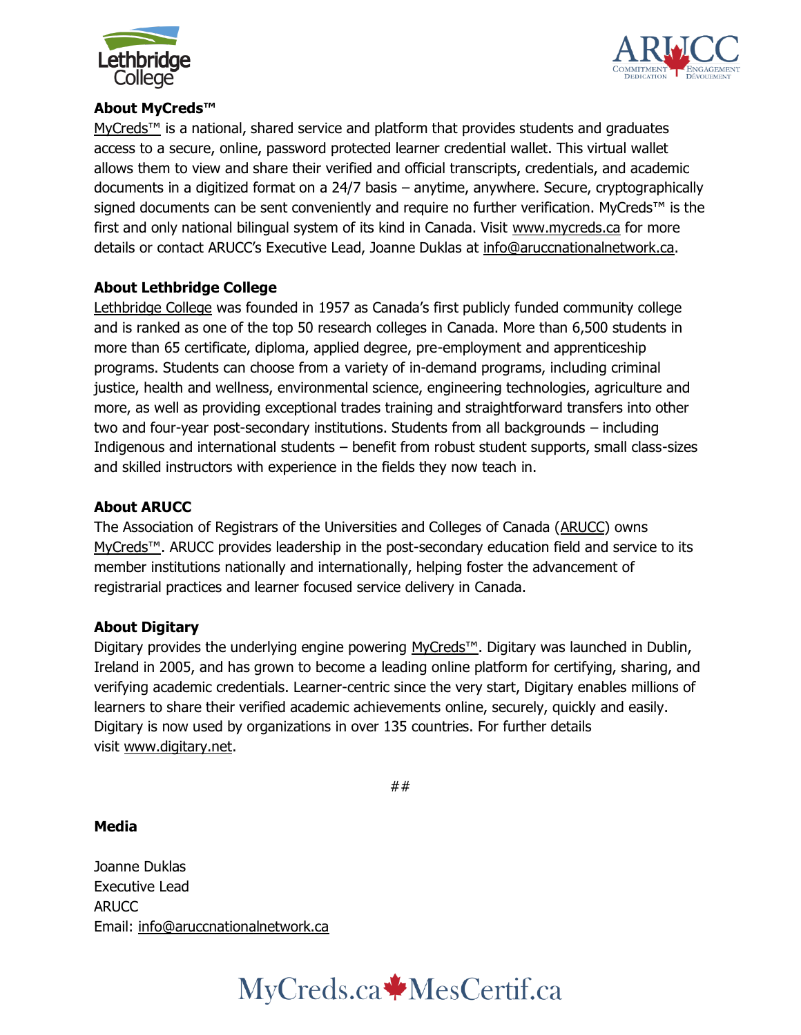**About MyCreds™**

MyCreds™ is a national, shared service and platform that provides students and graduates access to a secure, online, password protected learner credential wallet. This virtual wallet allows them to view and share their verified and official transcripts, credentials, and academic documents in a digitized format on a 24/7 basis – anytime, anywhere. Secure, cryptographically signed documents can be sent conveniently and require no further verification. MyCreds™ is the first and only national bilingual system of its kind in Canada. Visit www.mycreds.ca for more details or contact ARUCC's Executive Lead, Joanne Duklas at info@aruccnationalnetwork.ca.

**About Lethbridge College**

Lethbridge College was founded in 1957 as Canada's first publicly funded community college and is ranked as one of the top 50 research colleges in Canada. More than 6,500 students in more than 65 certificate, diploma, applied degree, pre-employment and apprenticeship programs. Students can choose from a variety of in-demand programs, including criminal justice, health and wellness, environmental science, engineering technologies, agriculture and more, as well as providing exceptional trades training and straightforward transfers into other two and four-year post-secondary institutions. Students from all backgrounds – including Indigenous and international students – benefit from robust student supports, small class-sizes and skilled instructors with experience in the fields they now teach in.

**About ARUCC**

The Association of Registrars of the Universities and Colleges of Canada (ARUCC) owns MyCreds™. ARUCC provides leadership in the post-secondary education field and service to its member institutions nationally and internationally, helping foster the advancement of registrarial practices and learner focused service delivery in Canada.

**About Digitary**

Digitary provides the underlying engine powering MyCreds™. Digitary was launched in Dublin, Ireland in 2005, and has grown to become a leading online platform for certifying, sharing, and verifying academic credentials. Learner-centric since the very start, Digitary enables millions of learners to share their verified academic achievements online, securely, quickly and easily. Digitary is now used by organizations in over 135 countries. For further details visit www.digitary.net.

##

**Media**

Joanne Duklas
Executive Lead
ARUCC
Email: info@aruccnationalnetwork.ca

MyCreds.ca MesCertif.ca